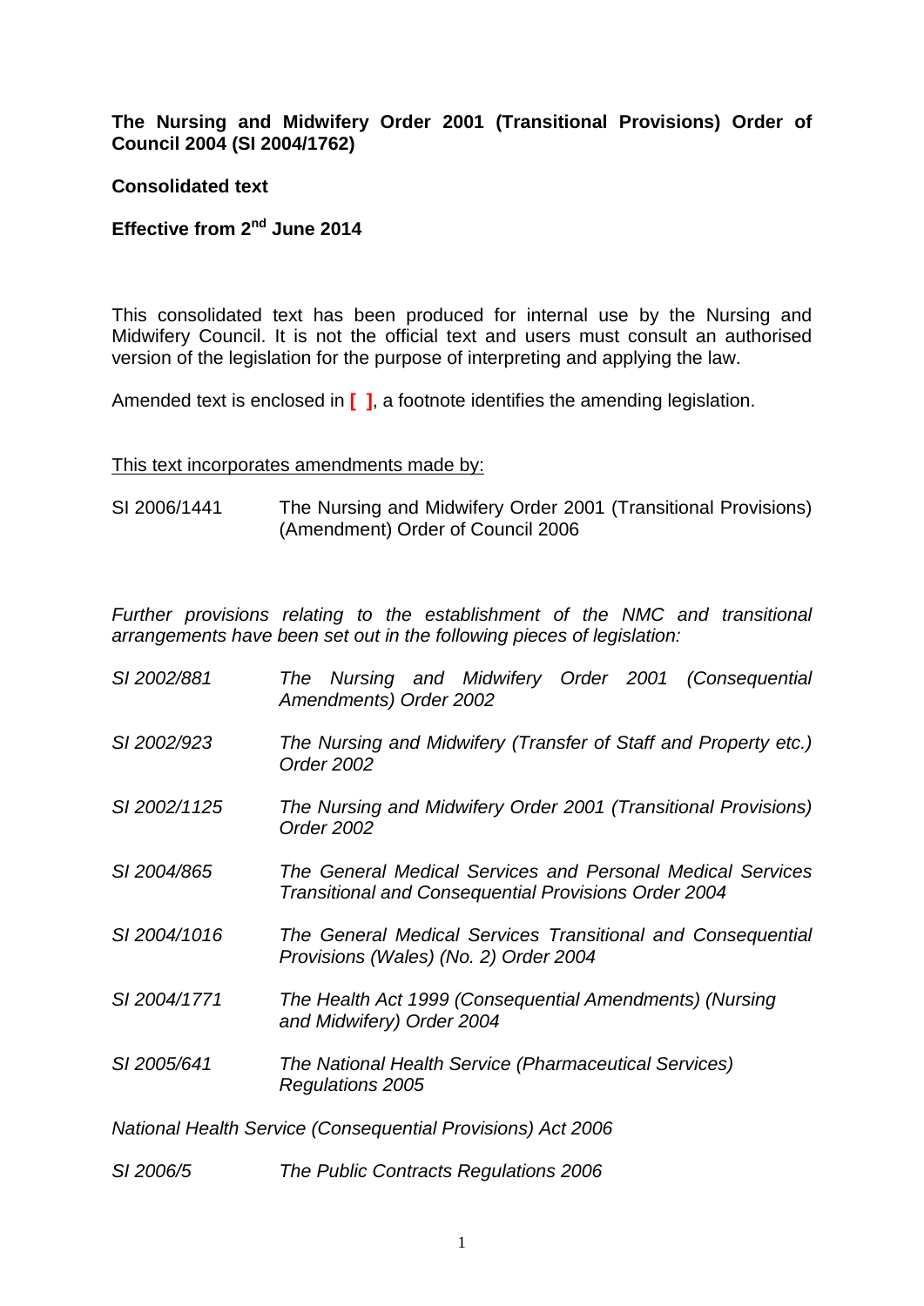**The Nursing and Midwifery Order 2001 (Transitional Provisions) Order of Council 2004 (SI 2004/1762)**

**Consolidated text**

**Effective from 2nd June 2014**

This consolidated text has been produced for internal use by the Nursing and Midwifery Council. It is not the official text and users must consult an authorised version of the legislation for the purpose of interpreting and applying the law.

Amended text is enclosed in **[ ]**, a footnote identifies the amending legislation.

<u>This text incorporates amendments made by:</u>

| | |
|---|---|
| SI 2006/1441 | The Nursing and Midwifery Order 2001 (Transitional Provisions) (Amendment) Order of Council 2006 |

*Further provisions relating to the establishment of the NMC and transitional arrangements have been set out in the following pieces of legislation:*

| | |
|---|---|
| *SI 2002/881* | *The Nursing and Midwifery Order 2001 (Consequential Amendments) Order 2002* |
| *SI 2002/923* | *The Nursing and Midwifery (Transfer of Staff and Property etc.) Order 2002* |
| *SI 2002/1125* | *The Nursing and Midwifery Order 2001 (Transitional Provisions) Order 2002* |
| *SI 2004/865* | *The General Medical Services and Personal Medical Services Transitional and Consequential Provisions Order 2004* |
| *SI 2004/1016* | *The General Medical Services Transitional and Consequential Provisions (Wales) (No. 2) Order 2004* |
| *SI 2004/1771* | *The Health Act 1999 (Consequential Amendments) (Nursing and Midwifery) Order 2004* |
| *SI 2005/641* | *The National Health Service (Pharmaceutical Services) Regulations 2005* |

*National Health Service (Consequential Provisions) Act 2006*

| | |
|---|---|
| *SI 2006/5* | *The Public Contracts Regulations 2006* |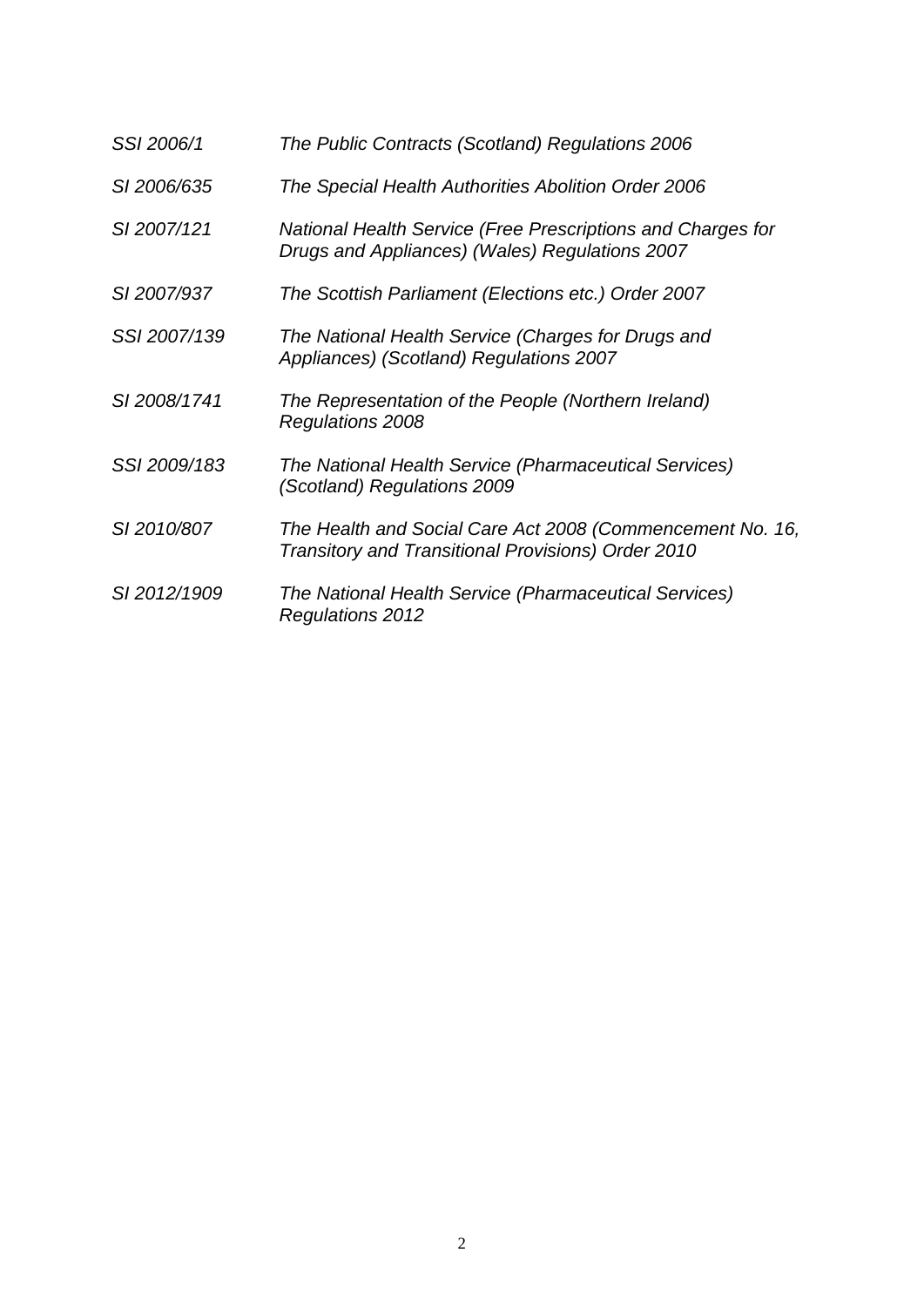| | |
|---|---|
| *SSI 2006/1* | *The Public Contracts (Scotland) Regulations 2006* |
| *SI 2006/635* | *The Special Health Authorities Abolition Order 2006* |
| *SI 2007/121* | *National Health Service (Free Prescriptions and Charges for Drugs and Appliances) (Wales) Regulations 2007* |
| *SI 2007/937* | *The Scottish Parliament (Elections etc.) Order 2007* |
| *SSI 2007/139* | *The National Health Service (Charges for Drugs and Appliances) (Scotland) Regulations 2007* |
| *SI 2008/1741* | *The Representation of the People (Northern Ireland) Regulations 2008* |
| *SSI 2009/183* | *The National Health Service (Pharmaceutical Services) (Scotland) Regulations 2009* |
| *SI 2010/807* | *The Health and Social Care Act 2008 (Commencement No. 16, Transitory and Transitional Provisions) Order 2010* |
| *SI 2012/1909* | *The National Health Service (Pharmaceutical Services) Regulations 2012* |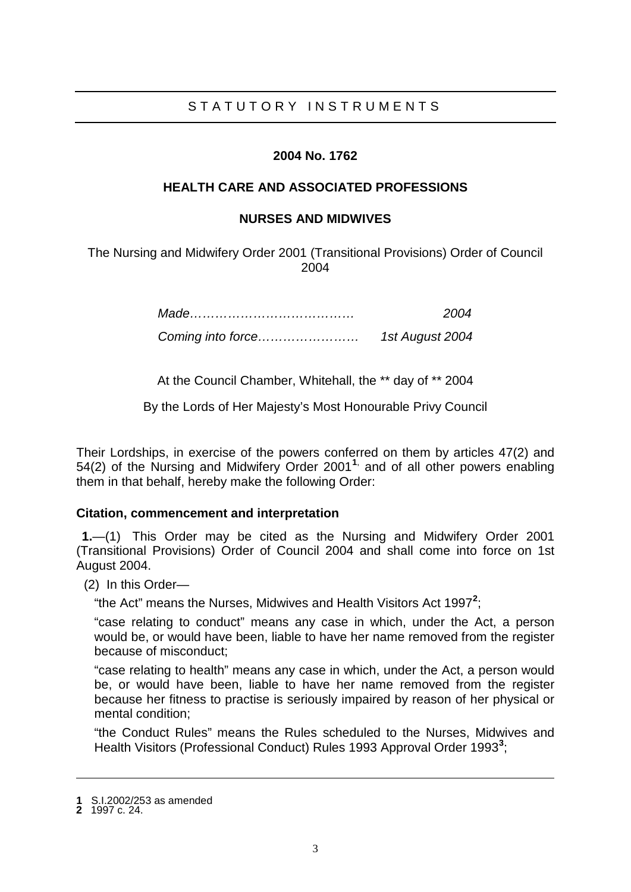STATUTORY INSTRUMENTS

**2004 No. 1762**

**HEALTH CARE AND ASSOCIATED PROFESSIONS**

**NURSES AND MIDWIVES**

The Nursing and Midwifery Order 2001 (Transitional Provisions) Order of Council 2004

| | |
|---|---|
| *Made………………………………….* | *2004* |
| *Coming into force……………………* | *1st August 2004* |

At the Council Chamber, Whitehall, the ** day of ** 2004

By the Lords of Her Majesty's Most Honourable Privy Council

Their Lordships, in exercise of the powers conferred on them by articles 47(2) and 54(2) of the Nursing and Midwifery Order 2001[1], and of all other powers enabling them in that behalf, hereby make the following Order:

**Citation, commencement and interpretation**

**1.**—(1) This Order may be cited as the Nursing and Midwifery Order 2001 (Transitional Provisions) Order of Council 2004 and shall come into force on 1st August 2004.

(2) In this Order—

"the Act" means the Nurses, Midwives and Health Visitors Act 1997[2];

"case relating to conduct" means any case in which, under the Act, a person would be, or would have been, liable to have her name removed from the register because of misconduct;

"case relating to health" means any case in which, under the Act, a person would be, or would have been, liable to have her name removed from the register because her fitness to practise is seriously impaired by reason of her physical or mental condition;

"the Conduct Rules" means the Rules scheduled to the Nurses, Midwives and Health Visitors (Professional Conduct) Rules 1993 Approval Order 1993[3];

---

**1** S.I.2002/253 as amended
**2** 1997 c. 24.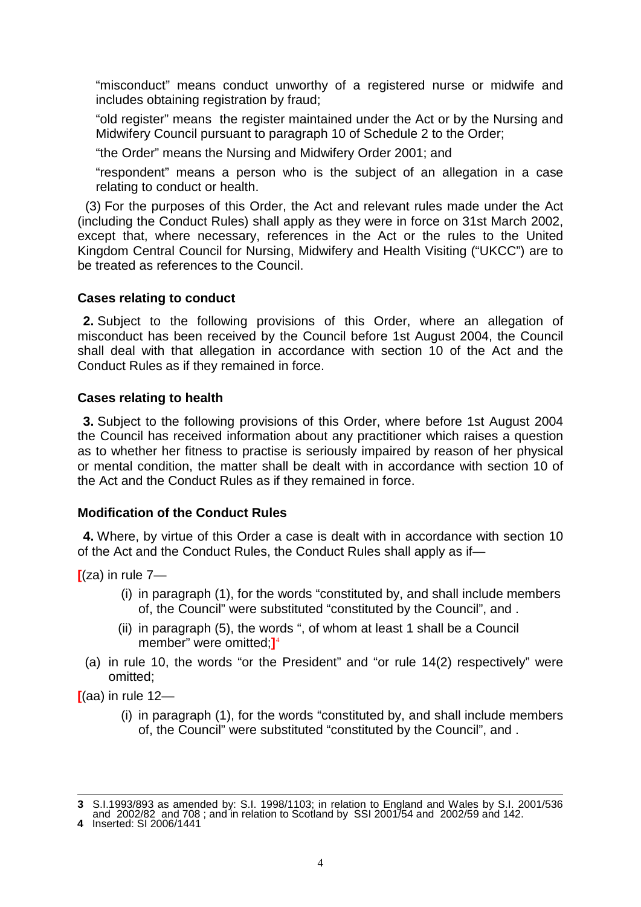"misconduct" means conduct unworthy of a registered nurse or midwife and includes obtaining registration by fraud;

"old register" means the register maintained under the Act or by the Nursing and Midwifery Council pursuant to paragraph 10 of Schedule 2 to the Order;

"the Order" means the Nursing and Midwifery Order 2001; and

"respondent" means a person who is the subject of an allegation in a case relating to conduct or health.

(3) For the purposes of this Order, the Act and relevant rules made under the Act (including the Conduct Rules) shall apply as they were in force on 31st March 2002, except that, where necessary, references in the Act or the rules to the United Kingdom Central Council for Nursing, Midwifery and Health Visiting ("UKCC") are to be treated as references to the Council.

**Cases relating to conduct**

**2.** Subject to the following provisions of this Order, where an allegation of misconduct has been received by the Council before 1st August 2004, the Council shall deal with that allegation in accordance with section 10 of the Act and the Conduct Rules as if they remained in force.

**Cases relating to health**

**3.** Subject to the following provisions of this Order, where before 1st August 2004 the Council has received information about any practitioner which raises a question as to whether her fitness to practise is seriously impaired by reason of her physical or mental condition, the matter shall be dealt with in accordance with section 10 of the Act and the Conduct Rules as if they remained in force.

**Modification of the Conduct Rules**

**4.** Where, by virtue of this Order a case is dealt with in accordance with section 10 of the Act and the Conduct Rules, the Conduct Rules shall apply as if—

[(za) in rule 7—

(i) in paragraph (1), for the words "constituted by, and shall include members of, the Council" were substituted "constituted by the Council", and .

(ii) in paragraph (5), the words ", of whom at least 1 shall be a Council member" were omitted;][4]

(a) in rule 10, the words "or the President" and "or rule 14(2) respectively" were omitted;

[(aa) in rule 12—

(i) in paragraph (1), for the words "constituted by, and shall include members of, the Council" were substituted "constituted by the Council", and .

---

**3** S.I.1993/893 as amended by: S.I. 1998/1103; in relation to England and Wales by S.I. 2001/536 and 2002/82 and 708 ; and in relation to Scotland by SSI 2001/54 and 2002/59 and 142.

**4** Inserted: SI 2006/1441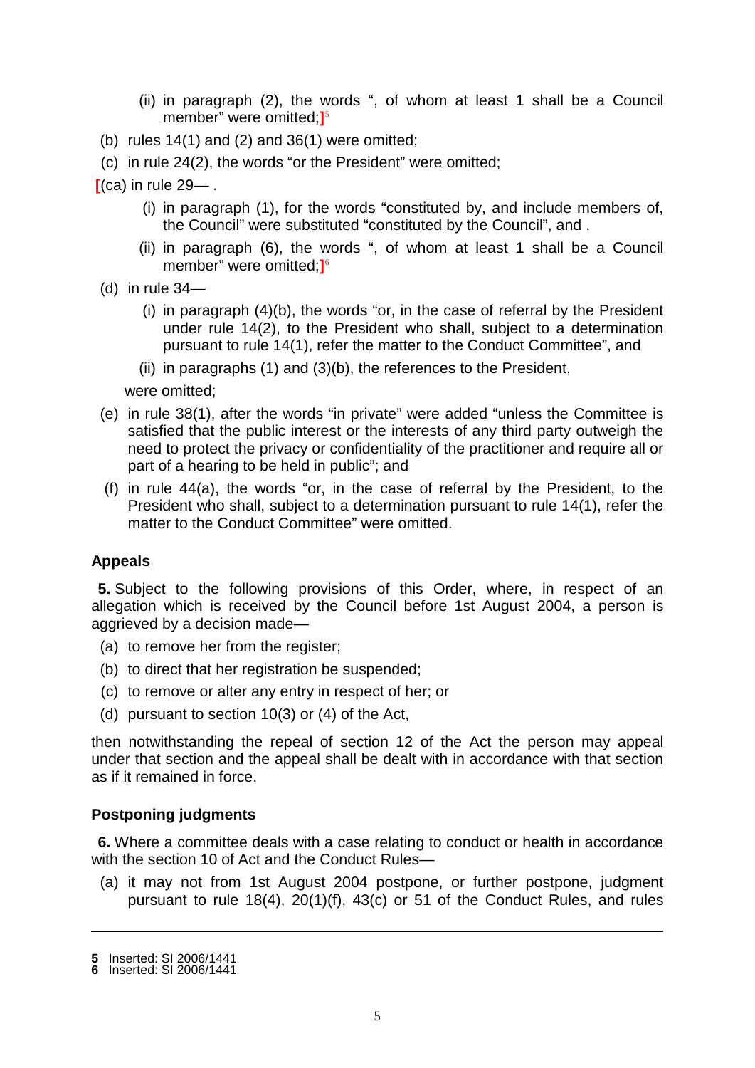(ii) in paragraph (2), the words ", of whom at least 1 shall be a Council member" were omitted;][5]

(b) rules 14(1) and (2) and 36(1) were omitted;

(c) in rule 24(2), the words "or the President" were omitted;

[(ca) in rule 29— .

(i) in paragraph (1), for the words "constituted by, and include members of, the Council" were substituted "constituted by the Council", and .

(ii) in paragraph (6), the words ", of whom at least 1 shall be a Council member" were omitted;][6]

(d) in rule 34—

(i) in paragraph (4)(b), the words "or, in the case of referral by the President under rule 14(2), to the President who shall, subject to a determination pursuant to rule 14(1), refer the matter to the Conduct Committee", and

(ii) in paragraphs (1) and (3)(b), the references to the President,

were omitted;

(e) in rule 38(1), after the words "in private" were added "unless the Committee is satisfied that the public interest or the interests of any third party outweigh the need to protect the privacy or confidentiality of the practitioner and require all or part of a hearing to be held in public"; and

(f) in rule 44(a), the words "or, in the case of referral by the President, to the President who shall, subject to a determination pursuant to rule 14(1), refer the matter to the Conduct Committee" were omitted.

**Appeals**

**5.** Subject to the following provisions of this Order, where, in respect of an allegation which is received by the Council before 1st August 2004, a person is aggrieved by a decision made—

(a) to remove her from the register;

(b) to direct that her registration be suspended;

(c) to remove or alter any entry in respect of her; or

(d) pursuant to section 10(3) or (4) of the Act,

then notwithstanding the repeal of section 12 of the Act the person may appeal under that section and the appeal shall be dealt with in accordance with that section as if it remained in force.

**Postponing judgments**

**6.** Where a committee deals with a case relating to conduct or health in accordance with the section 10 of Act and the Conduct Rules—

(a) it may not from 1st August 2004 postpone, or further postpone, judgment pursuant to rule 18(4), 20(1)(f), 43(c) or 51 of the Conduct Rules, and rules

---

**5** Inserted: SI 2006/1441
**6** Inserted: SI 2006/1441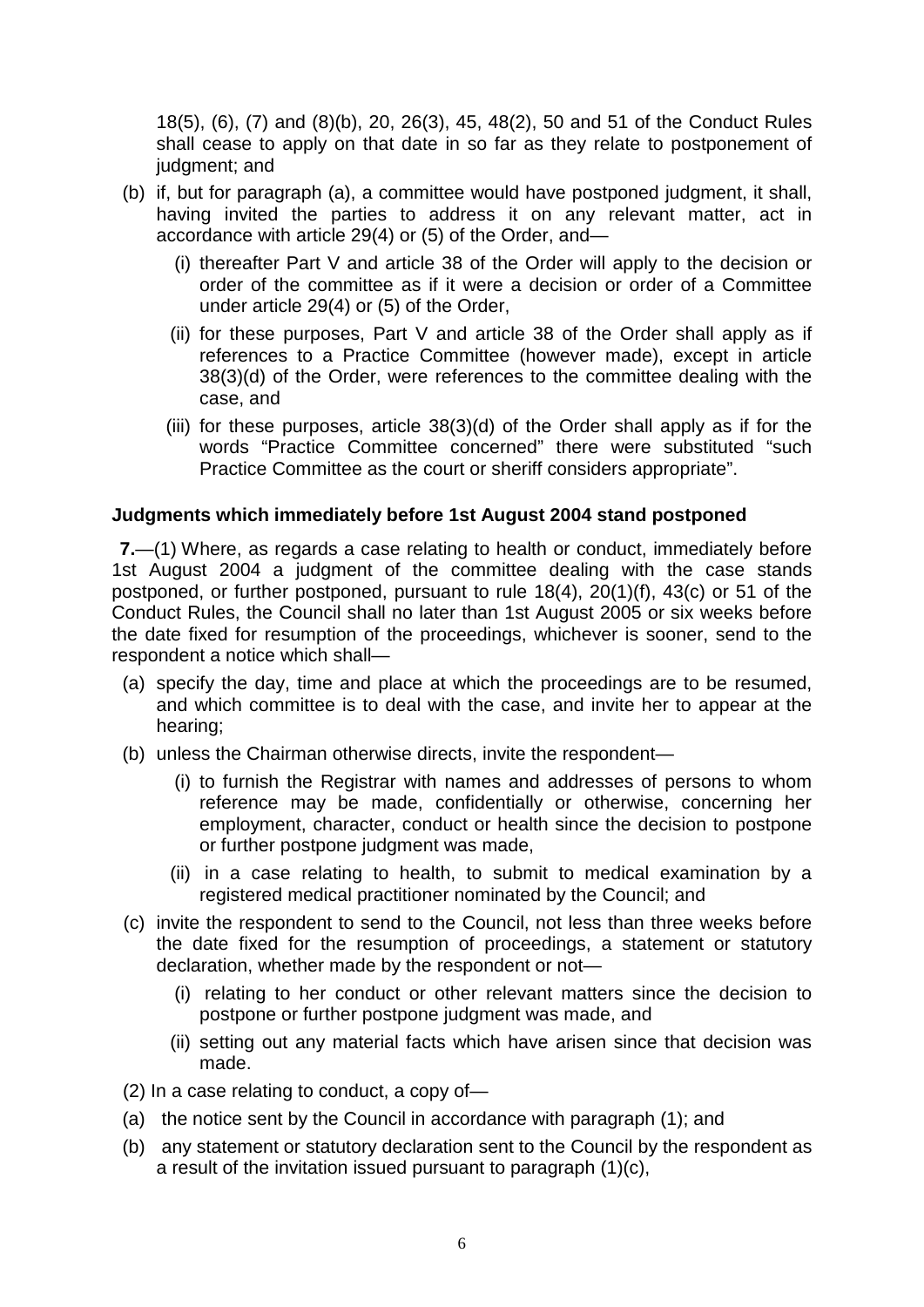18(5), (6), (7) and (8)(b), 20, 26(3), 45, 48(2), 50 and 51 of the Conduct Rules shall cease to apply on that date in so far as they relate to postponement of judgment; and

(b) if, but for paragraph (a), a committee would have postponed judgment, it shall, having invited the parties to address it on any relevant matter, act in accordance with article 29(4) or (5) of the Order, and—

  (i) thereafter Part V and article 38 of the Order will apply to the decision or order of the committee as if it were a decision or order of a Committee under article 29(4) or (5) of the Order,

  (ii) for these purposes, Part V and article 38 of the Order shall apply as if references to a Practice Committee (however made), except in article 38(3)(d) of the Order, were references to the committee dealing with the case, and

  (iii) for these purposes, article 38(3)(d) of the Order shall apply as if for the words "Practice Committee concerned" there were substituted "such Practice Committee as the court or sheriff considers appropriate".

**Judgments which immediately before 1st August 2004 stand postponed**

**7.**—(1) Where, as regards a case relating to health or conduct, immediately before 1st August 2004 a judgment of the committee dealing with the case stands postponed, or further postponed, pursuant to rule 18(4), 20(1)(f), 43(c) or 51 of the Conduct Rules, the Council shall no later than 1st August 2005 or six weeks before the date fixed for resumption of the proceedings, whichever is sooner, send to the respondent a notice which shall—

(a) specify the day, time and place at which the proceedings are to be resumed, and which committee is to deal with the case, and invite her to appear at the hearing;

(b) unless the Chairman otherwise directs, invite the respondent—

  (i) to furnish the Registrar with names and addresses of persons to whom reference may be made, confidentially or otherwise, concerning her employment, character, conduct or health since the decision to postpone or further postpone judgment was made,

  (ii) in a case relating to health, to submit to medical examination by a registered medical practitioner nominated by the Council; and

(c) invite the respondent to send to the Council, not less than three weeks before the date fixed for the resumption of proceedings, a statement or statutory declaration, whether made by the respondent or not—

  (i) relating to her conduct or other relevant matters since the decision to postpone or further postpone judgment was made, and

  (ii) setting out any material facts which have arisen since that decision was made.

(2) In a case relating to conduct, a copy of—

(a) the notice sent by the Council in accordance with paragraph (1); and

(b) any statement or statutory declaration sent to the Council by the respondent as a result of the invitation issued pursuant to paragraph (1)(c),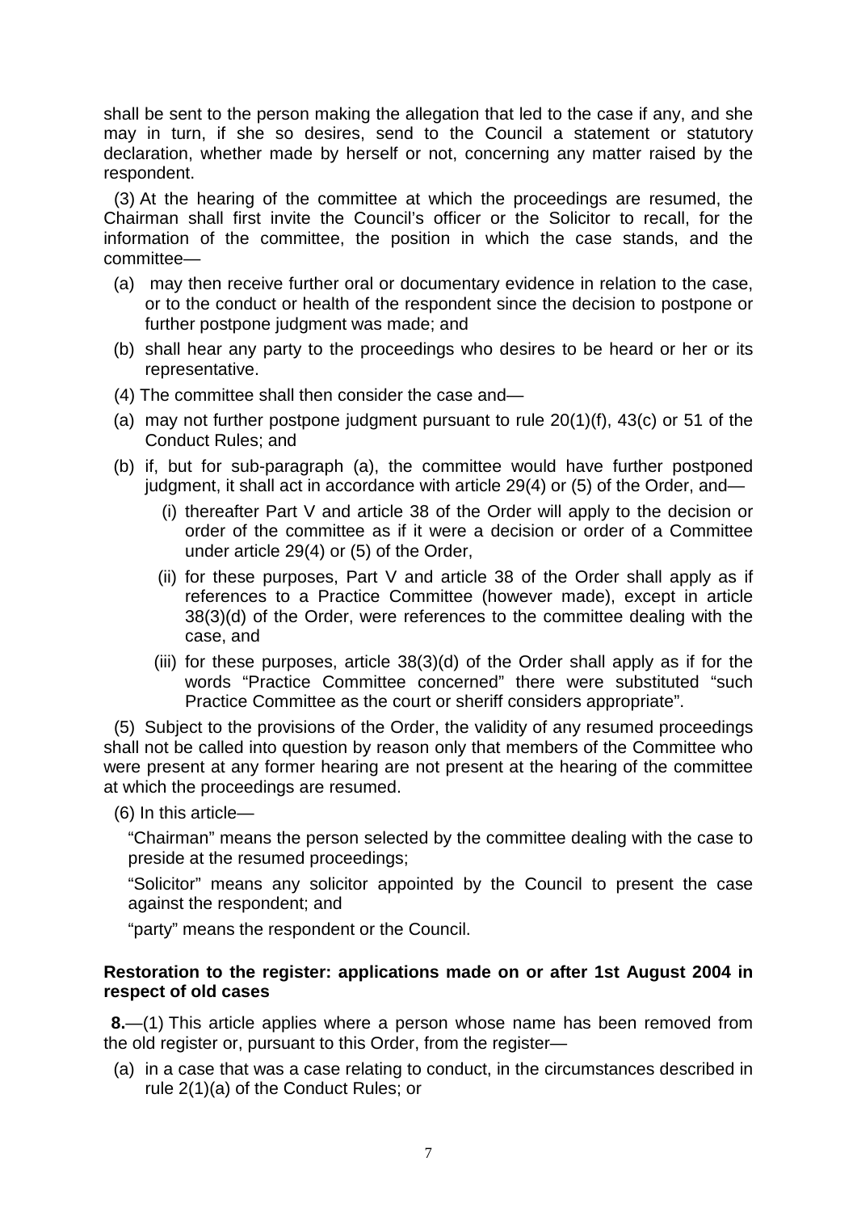shall be sent to the person making the allegation that led to the case if any, and she may in turn, if she so desires, send to the Council a statement or statutory declaration, whether made by herself or not, concerning any matter raised by the respondent.

(3) At the hearing of the committee at which the proceedings are resumed, the Chairman shall first invite the Council's officer or the Solicitor to recall, for the information of the committee, the position in which the case stands, and the committee—

(a) may then receive further oral or documentary evidence in relation to the case, or to the conduct or health of the respondent since the decision to postpone or further postpone judgment was made; and

(b) shall hear any party to the proceedings who desires to be heard or her or its representative.

(4) The committee shall then consider the case and—

(a) may not further postpone judgment pursuant to rule 20(1)(f), 43(c) or 51 of the Conduct Rules; and

(b) if, but for sub-paragraph (a), the committee would have further postponed judgment, it shall act in accordance with article 29(4) or (5) of the Order, and—

   (i) thereafter Part V and article 38 of the Order will apply to the decision or order of the committee as if it were a decision or order of a Committee under article 29(4) or (5) of the Order,

   (ii) for these purposes, Part V and article 38 of the Order shall apply as if references to a Practice Committee (however made), except in article 38(3)(d) of the Order, were references to the committee dealing with the case, and

   (iii) for these purposes, article 38(3)(d) of the Order shall apply as if for the words "Practice Committee concerned" there were substituted "such Practice Committee as the court or sheriff considers appropriate".

(5) Subject to the provisions of the Order, the validity of any resumed proceedings shall not be called into question by reason only that members of the Committee who were present at any former hearing are not present at the hearing of the committee at which the proceedings are resumed.

(6) In this article—

"Chairman" means the person selected by the committee dealing with the case to preside at the resumed proceedings;

"Solicitor" means any solicitor appointed by the Council to present the case against the respondent; and

"party" means the respondent or the Council.

### Restoration to the register: applications made on or after 1st August 2004 in respect of old cases

**8.**—(1) This article applies where a person whose name has been removed from the old register or, pursuant to this Order, from the register—

(a) in a case that was a case relating to conduct, in the circumstances described in rule 2(1)(a) of the Conduct Rules; or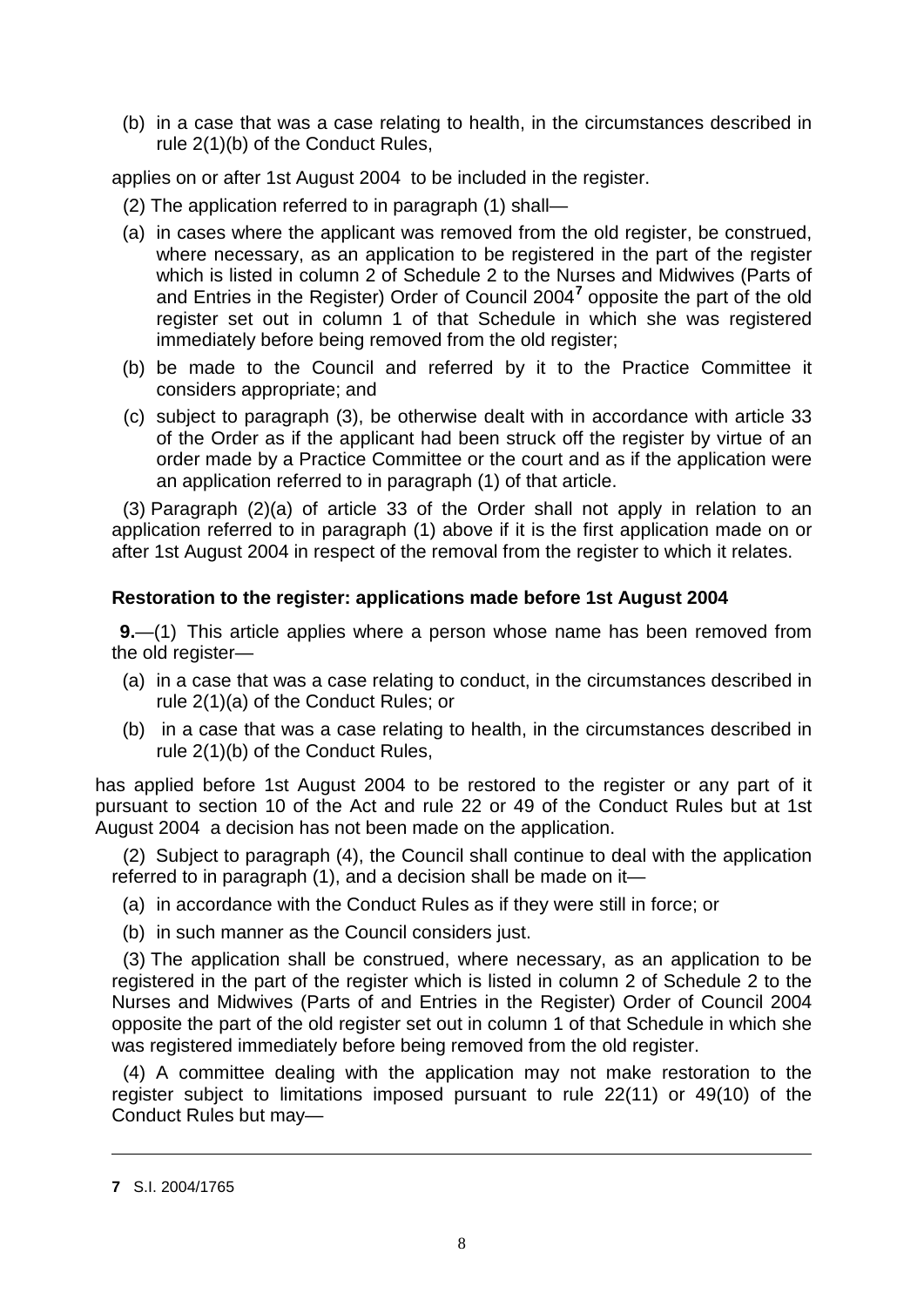(b) in a case that was a case relating to health, in the circumstances described in rule 2(1)(b) of the Conduct Rules,

applies on or after 1st August 2004 to be included in the register.

(2) The application referred to in paragraph (1) shall—

(a) in cases where the applicant was removed from the old register, be construed, where necessary, as an application to be registered in the part of the register which is listed in column 2 of Schedule 2 to the Nurses and Midwives (Parts of and Entries in the Register) Order of Council 2004[7] opposite the part of the old register set out in column 1 of that Schedule in which she was registered immediately before being removed from the old register;

(b) be made to the Council and referred by it to the Practice Committee it considers appropriate; and

(c) subject to paragraph (3), be otherwise dealt with in accordance with article 33 of the Order as if the applicant had been struck off the register by virtue of an order made by a Practice Committee or the court and as if the application were an application referred to in paragraph (1) of that article.

(3) Paragraph (2)(a) of article 33 of the Order shall not apply in relation to an application referred to in paragraph (1) above if it is the first application made on or after 1st August 2004 in respect of the removal from the register to which it relates.

### Restoration to the register: applications made before 1st August 2004

**9.**—(1) This article applies where a person whose name has been removed from the old register—

(a) in a case that was a case relating to conduct, in the circumstances described in rule 2(1)(a) of the Conduct Rules; or

(b) in a case that was a case relating to health, in the circumstances described in rule 2(1)(b) of the Conduct Rules,

has applied before 1st August 2004 to be restored to the register or any part of it pursuant to section 10 of the Act and rule 22 or 49 of the Conduct Rules but at 1st August 2004 a decision has not been made on the application.

(2) Subject to paragraph (4), the Council shall continue to deal with the application referred to in paragraph (1), and a decision shall be made on it—

(a) in accordance with the Conduct Rules as if they were still in force; or

(b) in such manner as the Council considers just.

(3) The application shall be construed, where necessary, as an application to be registered in the part of the register which is listed in column 2 of Schedule 2 to the Nurses and Midwives (Parts of and Entries in the Register) Order of Council 2004 opposite the part of the old register set out in column 1 of that Schedule in which she was registered immediately before being removed from the old register.

(4) A committee dealing with the application may not make restoration to the register subject to limitations imposed pursuant to rule 22(11) or 49(10) of the Conduct Rules but may—

---

**7** S.I. 2004/1765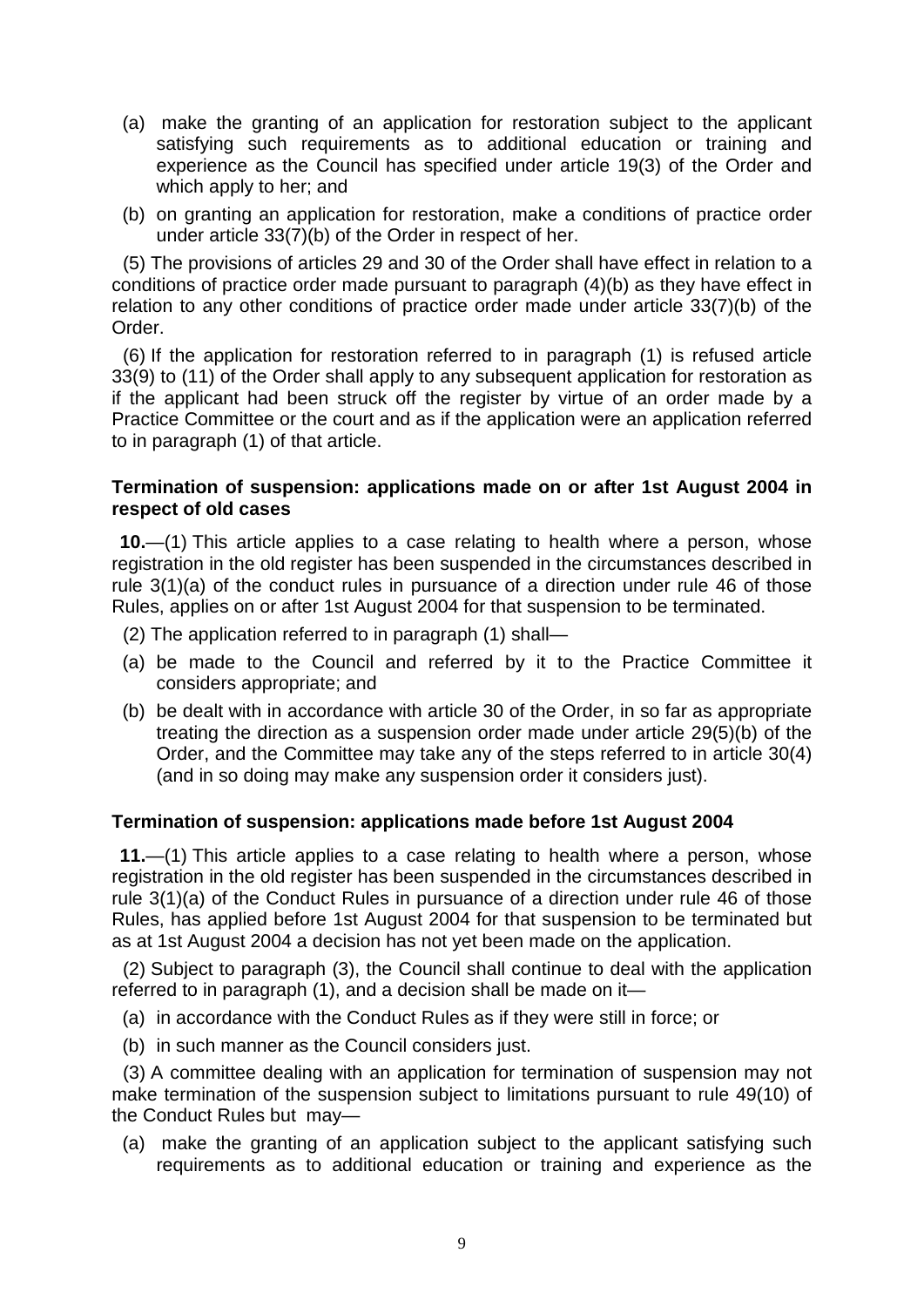(a) make the granting of an application for restoration subject to the applicant satisfying such requirements as to additional education or training and experience as the Council has specified under article 19(3) of the Order and which apply to her; and

(b) on granting an application for restoration, make a conditions of practice order under article 33(7)(b) of the Order in respect of her.

(5) The provisions of articles 29 and 30 of the Order shall have effect in relation to a conditions of practice order made pursuant to paragraph (4)(b) as they have effect in relation to any other conditions of practice order made under article 33(7)(b) of the Order.

(6) If the application for restoration referred to in paragraph (1) is refused article 33(9) to (11) of the Order shall apply to any subsequent application for restoration as if the applicant had been struck off the register by virtue of an order made by a Practice Committee or the court and as if the application were an application referred to in paragraph (1) of that article.

**Termination of suspension: applications made on or after 1st August 2004 in respect of old cases**

**10.**—(1) This article applies to a case relating to health where a person, whose registration in the old register has been suspended in the circumstances described in rule 3(1)(a) of the conduct rules in pursuance of a direction under rule 46 of those Rules, applies on or after 1st August 2004 for that suspension to be terminated.

(2) The application referred to in paragraph (1) shall—

(a) be made to the Council and referred by it to the Practice Committee it considers appropriate; and

(b) be dealt with in accordance with article 30 of the Order, in so far as appropriate treating the direction as a suspension order made under article 29(5)(b) of the Order, and the Committee may take any of the steps referred to in article 30(4) (and in so doing may make any suspension order it considers just).

**Termination of suspension: applications made before 1st August 2004**

**11.**—(1) This article applies to a case relating to health where a person, whose registration in the old register has been suspended in the circumstances described in rule 3(1)(a) of the Conduct Rules in pursuance of a direction under rule 46 of those Rules, has applied before 1st August 2004 for that suspension to be terminated but as at 1st August 2004 a decision has not yet been made on the application.

(2) Subject to paragraph (3), the Council shall continue to deal with the application referred to in paragraph (1), and a decision shall be made on it—

(a) in accordance with the Conduct Rules as if they were still in force; or

(b) in such manner as the Council considers just.

(3) A committee dealing with an application for termination of suspension may not make termination of the suspension subject to limitations pursuant to rule 49(10) of the Conduct Rules but may—

(a) make the granting of an application subject to the applicant satisfying such requirements as to additional education or training and experience as the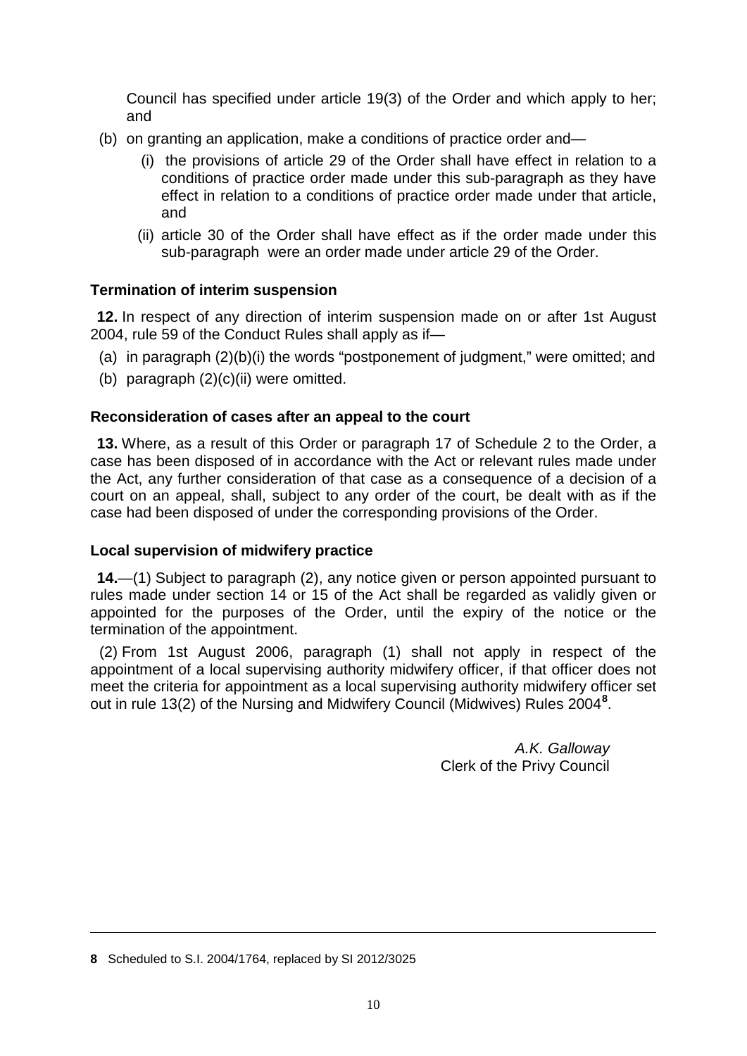Council has specified under article 19(3) of the Order and which apply to her; and

(b) on granting an application, make a conditions of practice order and—

(i) the provisions of article 29 of the Order shall have effect in relation to a conditions of practice order made under this sub-paragraph as they have effect in relation to a conditions of practice order made under that article, and

(ii) article 30 of the Order shall have effect as if the order made under this sub-paragraph were an order made under article 29 of the Order.

### Termination of interim suspension

**12.** In respect of any direction of interim suspension made on or after 1st August 2004, rule 59 of the Conduct Rules shall apply as if—

(a) in paragraph (2)(b)(i) the words "postponement of judgment," were omitted; and

(b) paragraph (2)(c)(ii) were omitted.

### Reconsideration of cases after an appeal to the court

**13.** Where, as a result of this Order or paragraph 17 of Schedule 2 to the Order, a case has been disposed of in accordance with the Act or relevant rules made under the Act, any further consideration of that case as a consequence of a decision of a court on an appeal, shall, subject to any order of the court, be dealt with as if the case had been disposed of under the corresponding provisions of the Order.

### Local supervision of midwifery practice

**14.**—(1) Subject to paragraph (2), any notice given or person appointed pursuant to rules made under section 14 or 15 of the Act shall be regarded as validly given or appointed for the purposes of the Order, until the expiry of the notice or the termination of the appointment.

(2) From 1st August 2006, paragraph (1) shall not apply in respect of the appointment of a local supervising authority midwifery officer, if that officer does not meet the criteria for appointment as a local supervising authority midwifery officer set out in rule 13(2) of the Nursing and Midwifery Council (Midwives) Rules 2004[8].

*A.K. Galloway*
Clerk of the Privy Council

---

**8** Scheduled to S.I. 2004/1764, replaced by SI 2012/3025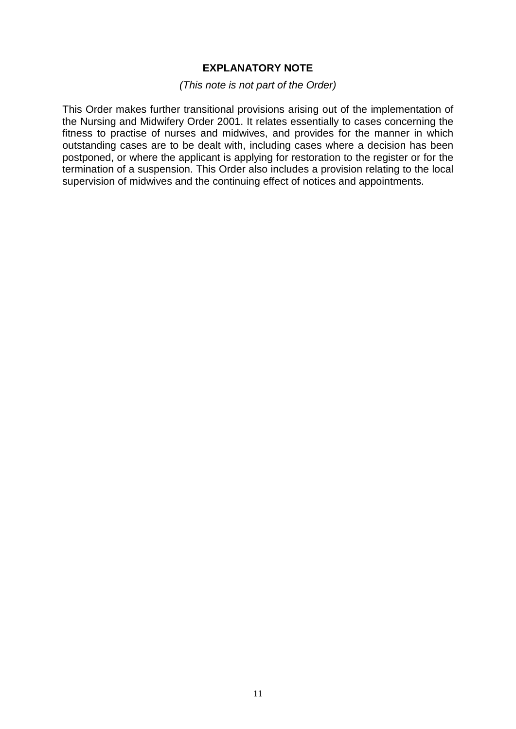## EXPLANATORY NOTE

*(This note is not part of the Order)*

This Order makes further transitional provisions arising out of the implementation of the Nursing and Midwifery Order 2001. It relates essentially to cases concerning the fitness to practise of nurses and midwives, and provides for the manner in which outstanding cases are to be dealt with, including cases where a decision has been postponed, or where the applicant is applying for restoration to the register or for the termination of a suspension. This Order also includes a provision relating to the local supervision of midwives and the continuing effect of notices and appointments.